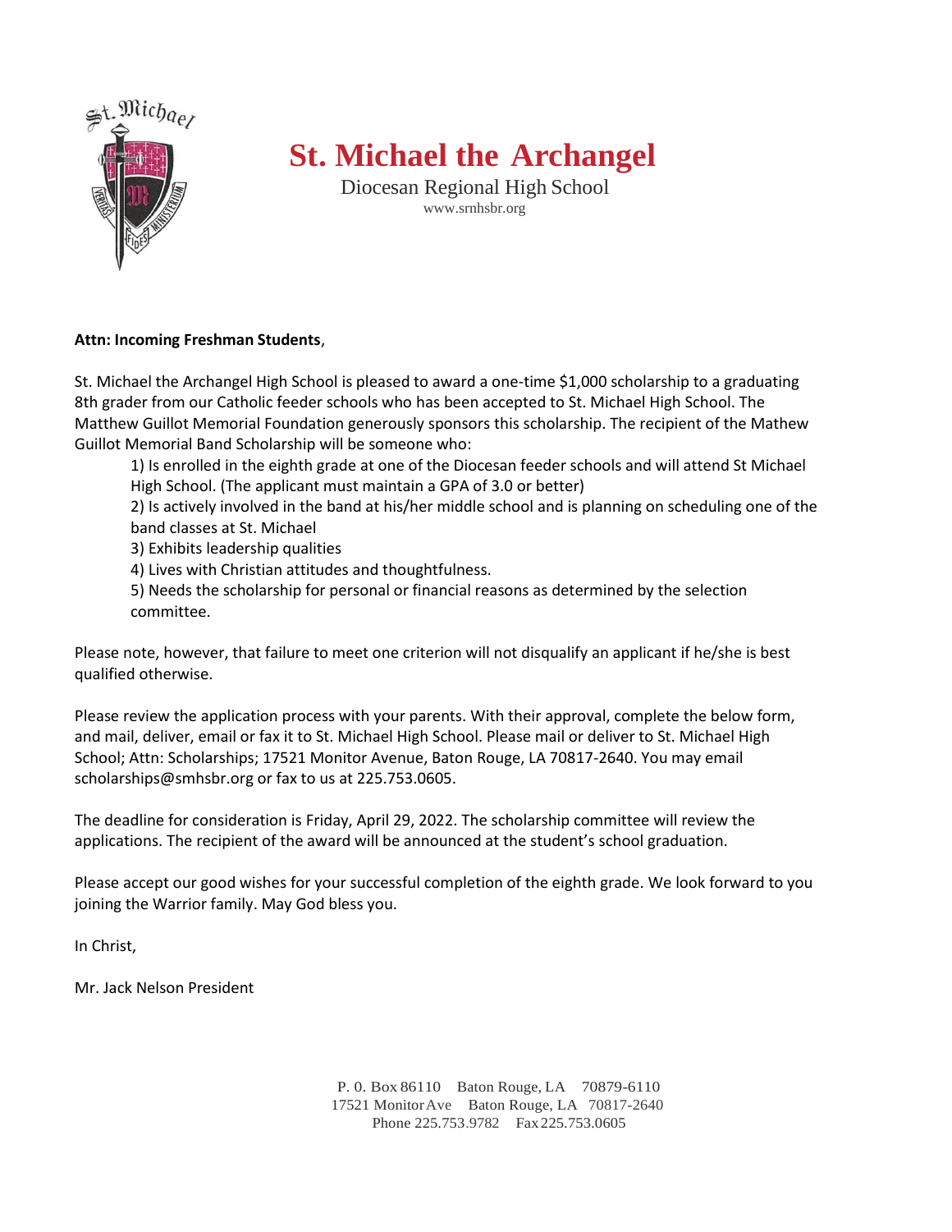# St. Michael the Archangel

Diocesan Regional High School

www.srnhsbr.org

**Attn: Incoming Freshman Students**,

St. Michael the Archangel High School is pleased to award a one-time $1,000 scholarship to a graduating 8th grader from our Catholic feeder schools who has been accepted to St. Michael High School. The Matthew Guillot Memorial Foundation generously sponsors this scholarship. The recipient of the Mathew Guillot Memorial Band Scholarship will be someone who:

1) Is enrolled in the eighth grade at one of the Diocesan feeder schools and will attend St Michael High School. (The applicant must maintain a GPA of 3.0 or better)
2) Is actively involved in the band at his/her middle school and is planning on scheduling one of the band classes at St. Michael
3) Exhibits leadership qualities
4) Lives with Christian attitudes and thoughtfulness.
5) Needs the scholarship for personal or financial reasons as determined by the selection committee.

Please note, however, that failure to meet one criterion will not disqualify an applicant if he/she is best qualified otherwise.

Please review the application process with your parents. With their approval, complete the below form, and mail, deliver, email or fax it to St. Michael High School. Please mail or deliver to St. Michael High School; Attn: Scholarships; 17521 Monitor Avenue, Baton Rouge, LA 70817-2640. You may email scholarships@smhsbr.org or fax to us at 225.753.0605.

The deadline for consideration is Friday, April 29, 2022. The scholarship committee will review the applications. The recipient of the award will be announced at the student's school graduation.

Please accept our good wishes for your successful completion of the eighth grade. We look forward to you joining the Warrior family. May God bless you.

In Christ,

Mr. Jack Nelson President

P. 0. Box 86110 Baton Rouge, LA 70879-6110
17521 Monitor Ave Baton Rouge, LA 70817-2640
Phone 225.753.9782 Fax 225.753.0605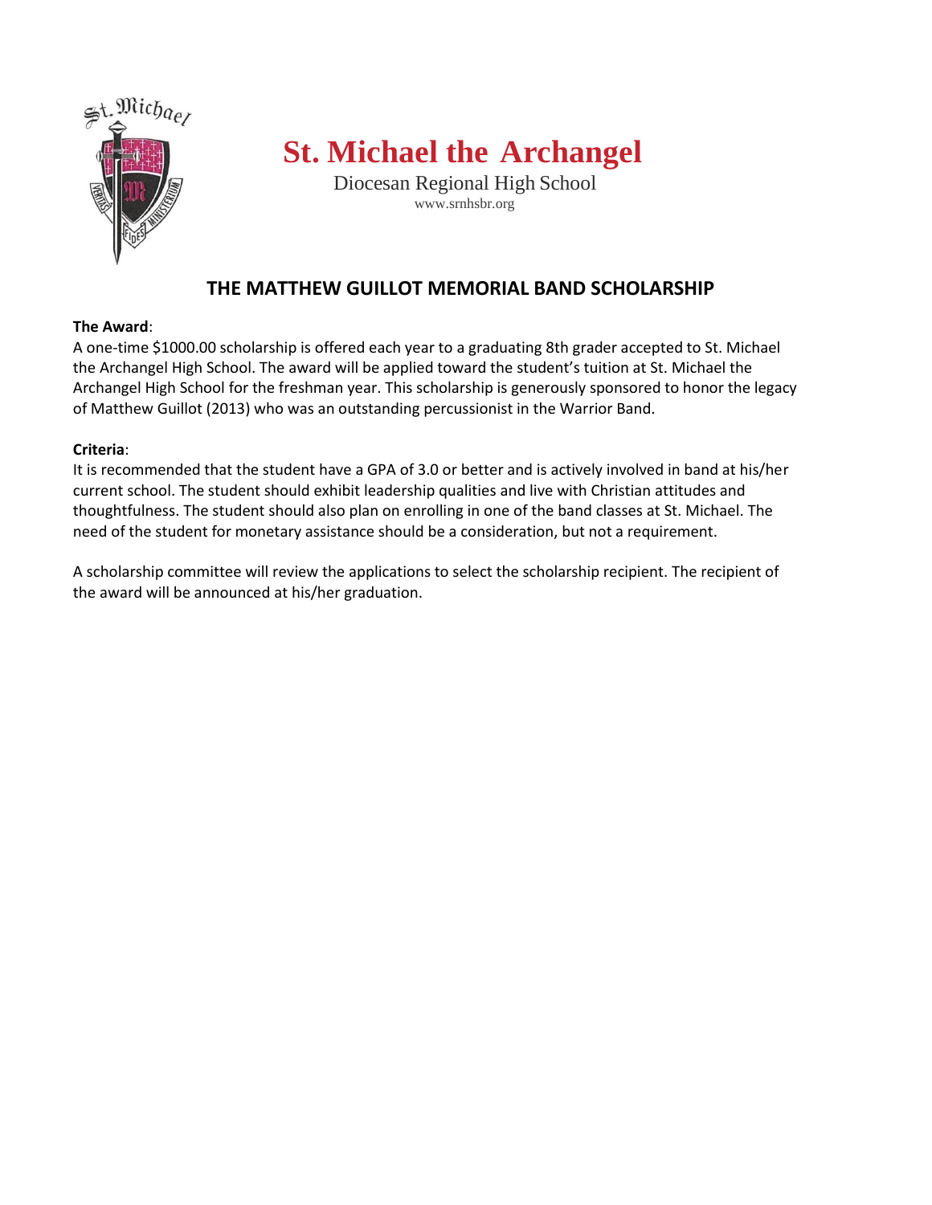# St. Michael the Archangel

Diocesan Regional High School

www.srnhsbr.org

## THE MATTHEW GUILLOT MEMORIAL BAND SCHOLARSHIP

**The Award**:

A one-time $1000.00 scholarship is offered each year to a graduating 8th grader accepted to St. Michael the Archangel High School. The award will be applied toward the student's tuition at St. Michael the Archangel High School for the freshman year. This scholarship is generously sponsored to honor the legacy of Matthew Guillot (2013) who was an outstanding percussionist in the Warrior Band.

**Criteria**:

It is recommended that the student have a GPA of 3.0 or better and is actively involved in band at his/her current school. The student should exhibit leadership qualities and live with Christian attitudes and thoughtfulness. The student should also plan on enrolling in one of the band classes at St. Michael. The need of the student for monetary assistance should be a consideration, but not a requirement.

A scholarship committee will review the applications to select the scholarship recipient. The recipient of the award will be announced at his/her graduation.